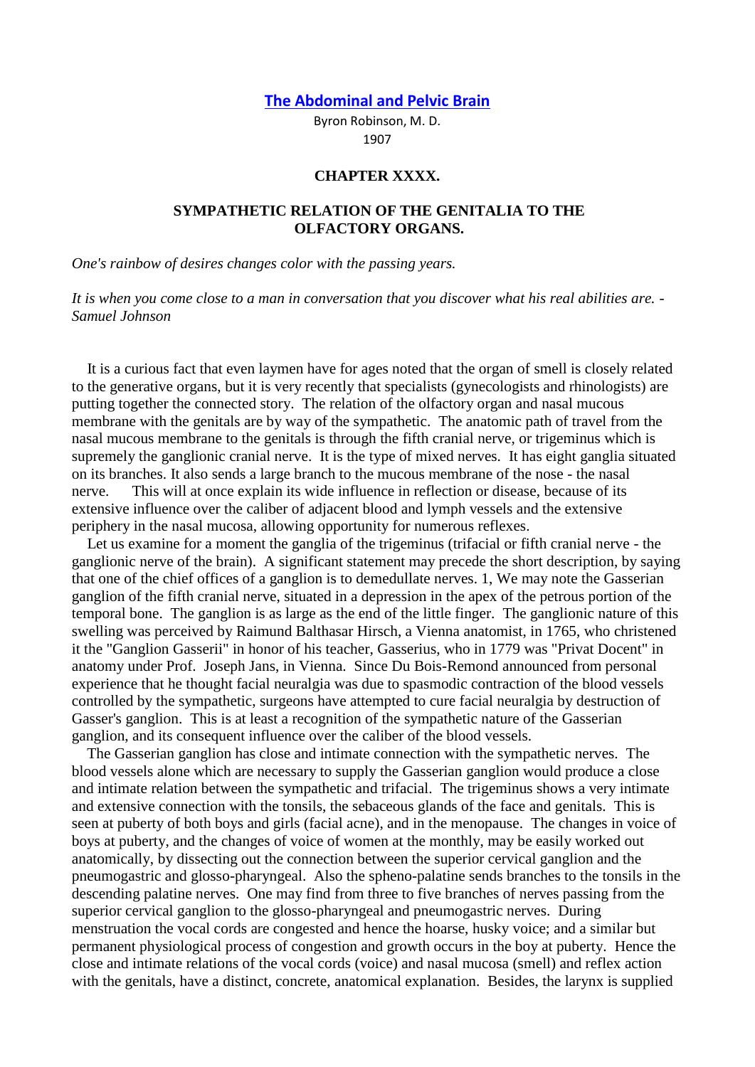# The Abdominal and Pelvic Brain

Byron Robinson, M. D.
1907

## CHAPTER XXXX.

## SYMPATHETIC RELATION OF THE GENITALIA TO THE OLFACTORY ORGANS.

*One's rainbow of desires changes color with the passing years.*

*It is when you come close to a man in conversation that you discover what his real abilities are. - Samuel Johnson*

It is a curious fact that even laymen have for ages noted that the organ of smell is closely related to the generative organs, but it is very recently that specialists (gynecologists and rhinologists) are putting together the connected story. The relation of the olfactory organ and nasal mucous membrane with the genitals are by way of the sympathetic. The anatomic path of travel from the nasal mucous membrane to the genitals is through the fifth cranial nerve, or trigeminus which is supremely the ganglionic cranial nerve. It is the type of mixed nerves. It has eight ganglia situated on its branches. It also sends a large branch to the mucous membrane of the nose - the nasal nerve. This will at once explain its wide influence in reflection or disease, because of its extensive influence over the caliber of adjacent blood and lymph vessels and the extensive periphery in the nasal mucosa, allowing opportunity for numerous reflexes.

Let us examine for a moment the ganglia of the trigeminus (trifacial or fifth cranial nerve - the ganglionic nerve of the brain). A significant statement may precede the short description, by saying that one of the chief offices of a ganglion is to demedullate nerves. 1, We may note the Gasserian ganglion of the fifth cranial nerve, situated in a depression in the apex of the petrous portion of the temporal bone. The ganglion is as large as the end of the little finger. The ganglionic nature of this swelling was perceived by Raimund Balthasar Hirsch, a Vienna anatomist, in 1765, who christened it the "Ganglion Gasserii" in honor of his teacher, Gasserius, who in 1779 was "Privat Docent" in anatomy under Prof. Joseph Jans, in Vienna. Since Du Bois-Remond announced from personal experience that he thought facial neuralgia was due to spasmodic contraction of the blood vessels controlled by the sympathetic, surgeons have attempted to cure facial neuralgia by destruction of Gasser's ganglion. This is at least a recognition of the sympathetic nature of the Gasserian ganglion, and its consequent influence over the caliber of the blood vessels.

The Gasserian ganglion has close and intimate connection with the sympathetic nerves. The blood vessels alone which are necessary to supply the Gasserian ganglion would produce a close and intimate relation between the sympathetic and trifacial. The trigeminus shows a very intimate and extensive connection with the tonsils, the sebaceous glands of the face and genitals. This is seen at puberty of both boys and girls (facial acne), and in the menopause. The changes in voice of boys at puberty, and the changes of voice of women at the monthly, may be easily worked out anatomically, by dissecting out the connection between the superior cervical ganglion and the pneumogastric and glosso-pharyngeal. Also the spheno-palatine sends branches to the tonsils in the descending palatine nerves. One may find from three to five branches of nerves passing from the superior cervical ganglion to the glosso-pharyngeal and pneumogastric nerves. During menstruation the vocal cords are congested and hence the hoarse, husky voice; and a similar but permanent physiological process of congestion and growth occurs in the boy at puberty. Hence the close and intimate relations of the vocal cords (voice) and nasal mucosa (smell) and reflex action with the genitals, have a distinct, concrete, anatomical explanation. Besides, the larynx is supplied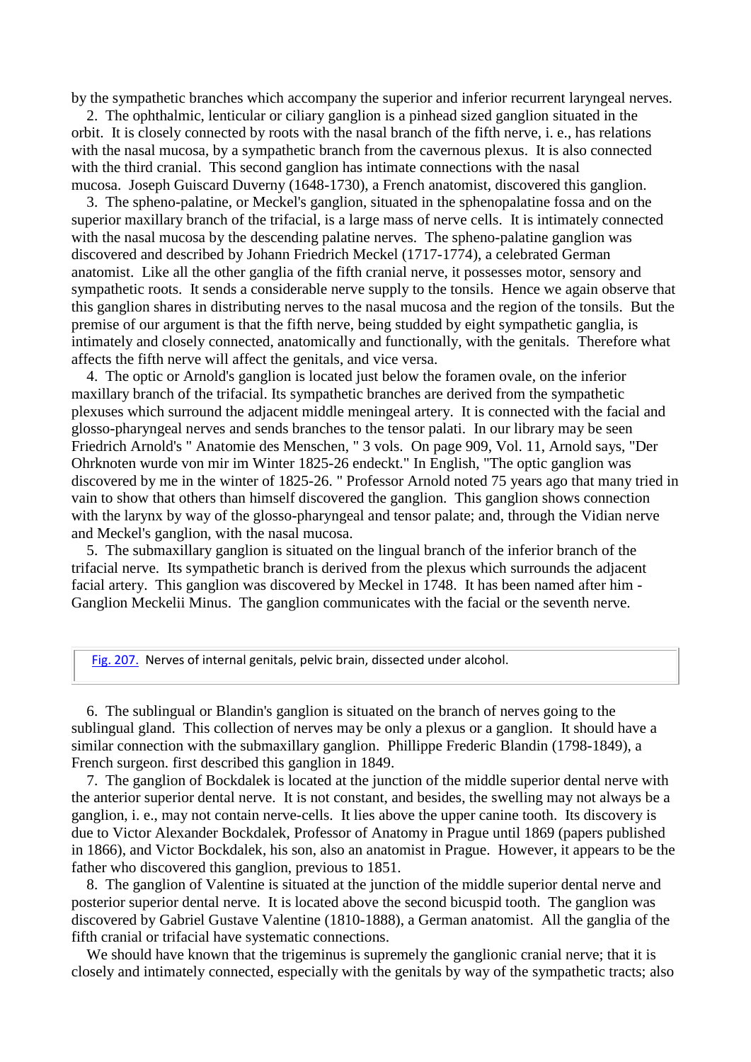by the sympathetic branches which accompany the superior and inferior recurrent laryngeal nerves.

2. The ophthalmic, lenticular or ciliary ganglion is a pinhead sized ganglion situated in the orbit. It is closely connected by roots with the nasal branch of the fifth nerve, i. e., has relations with the nasal mucosa, by a sympathetic branch from the cavernous plexus. It is also connected with the third cranial. This second ganglion has intimate connections with the nasal mucosa. Joseph Guiscard Duverny (1648-1730), a French anatomist, discovered this ganglion.

3. The spheno-palatine, or Meckel's ganglion, situated in the sphenopalatine fossa and on the superior maxillary branch of the trifacial, is a large mass of nerve cells. It is intimately connected with the nasal mucosa by the descending palatine nerves. The spheno-palatine ganglion was discovered and described by Johann Friedrich Meckel (1717-1774), a celebrated German anatomist. Like all the other ganglia of the fifth cranial nerve, it possesses motor, sensory and sympathetic roots. It sends a considerable nerve supply to the tonsils. Hence we again observe that this ganglion shares in distributing nerves to the nasal mucosa and the region of the tonsils. But the premise of our argument is that the fifth nerve, being studded by eight sympathetic ganglia, is intimately and closely connected, anatomically and functionally, with the genitals. Therefore what affects the fifth nerve will affect the genitals, and vice versa.

4. The optic or Arnold's ganglion is located just below the foramen ovale, on the inferior maxillary branch of the trifacial. Its sympathetic branches are derived from the sympathetic plexuses which surround the adjacent middle meningeal artery. It is connected with the facial and glosso-pharyngeal nerves and sends branches to the tensor palati. In our library may be seen Friedrich Arnold's " Anatomie des Menschen, " 3 vols. On page 909, Vol. 11, Arnold says, "Der Ohrknoten wurde von mir im Winter 1825-26 endeckt." In English, "The optic ganglion was discovered by me in the winter of 1825-26. " Professor Arnold noted 75 years ago that many tried in vain to show that others than himself discovered the ganglion. This ganglion shows connection with the larynx by way of the glosso-pharyngeal and tensor palate; and, through the Vidian nerve and Meckel's ganglion, with the nasal mucosa.

5. The submaxillary ganglion is situated on the lingual branch of the inferior branch of the trifacial nerve. Its sympathetic branch is derived from the plexus which surrounds the adjacent facial artery. This ganglion was discovered by Meckel in 1748. It has been named after him - Ganglion Meckelii Minus. The ganglion communicates with the facial or the seventh nerve.

Fig. 207. Nerves of internal genitals, pelvic brain, dissected under alcohol.

6. The sublingual or Blandin's ganglion is situated on the branch of nerves going to the sublingual gland. This collection of nerves may be only a plexus or a ganglion. It should have a similar connection with the submaxillary ganglion. Phillippe Frederic Blandin (1798-1849), a French surgeon. first described this ganglion in 1849.

7. The ganglion of Bockdalek is located at the junction of the middle superior dental nerve with the anterior superior dental nerve. It is not constant, and besides, the swelling may not always be a ganglion, i. e., may not contain nerve-cells. It lies above the upper canine tooth. Its discovery is due to Victor Alexander Bockdalek, Professor of Anatomy in Prague until 1869 (papers published in 1866), and Victor Bockdalek, his son, also an anatomist in Prague. However, it appears to be the father who discovered this ganglion, previous to 1851.

8. The ganglion of Valentine is situated at the junction of the middle superior dental nerve and posterior superior dental nerve. It is located above the second bicuspid tooth. The ganglion was discovered by Gabriel Gustave Valentine (1810-1888), a German anatomist. All the ganglia of the fifth cranial or trifacial have systematic connections.

We should have known that the trigeminus is supremely the ganglionic cranial nerve; that it is closely and intimately connected, especially with the genitals by way of the sympathetic tracts; also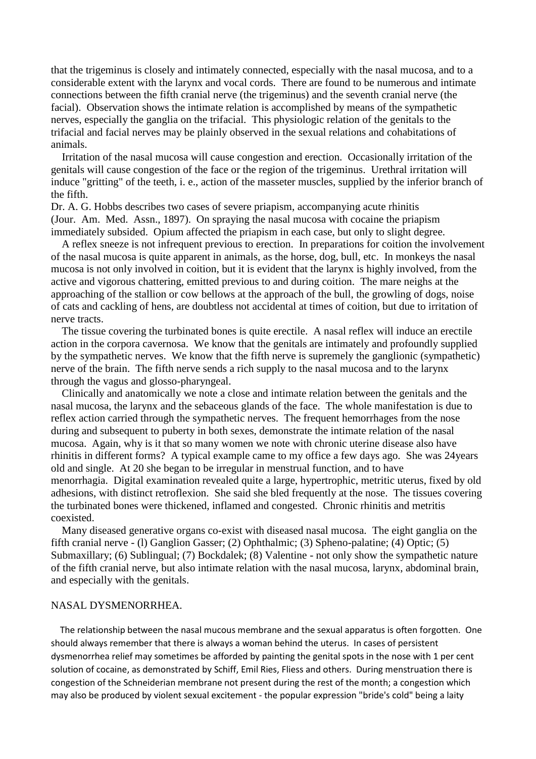that the trigeminus is closely and intimately connected, especially with the nasal mucosa, and to a considerable extent with the larynx and vocal cords. There are found to be numerous and intimate connections between the fifth cranial nerve (the trigeminus) and the seventh cranial nerve (the facial). Observation shows the intimate relation is accomplished by means of the sympathetic nerves, especially the ganglia on the trifacial. This physiologic relation of the genitals to the trifacial and facial nerves may be plainly observed in the sexual relations and cohabitations of animals.

Irritation of the nasal mucosa will cause congestion and erection. Occasionally irritation of the genitals will cause congestion of the face or the region of the trigeminus. Urethral irritation will induce "gritting" of the teeth, i. e., action of the masseter muscles, supplied by the inferior branch of the fifth.

Dr. A. G. Hobbs describes two cases of severe priapism, accompanying acute rhinitis (Jour. Am. Med. Assn., 1897). On spraying the nasal mucosa with cocaine the priapism immediately subsided. Opium affected the priapism in each case, but only to slight degree.

A reflex sneeze is not infrequent previous to erection. In preparations for coition the involvement of the nasal mucosa is quite apparent in animals, as the horse, dog, bull, etc. In monkeys the nasal mucosa is not only involved in coition, but it is evident that the larynx is highly involved, from the active and vigorous chattering, emitted previous to and during coition. The mare neighs at the approaching of the stallion or cow bellows at the approach of the bull, the growling of dogs, noise of cats and cackling of hens, are doubtless not accidental at times of coition, but due to irritation of nerve tracts.

The tissue covering the turbinated bones is quite erectile. A nasal reflex will induce an erectile action in the corpora cavernosa. We know that the genitals are intimately and profoundly supplied by the sympathetic nerves. We know that the fifth nerve is supremely the ganglionic (sympathetic) nerve of the brain. The fifth nerve sends a rich supply to the nasal mucosa and to the larynx through the vagus and glosso-pharyngeal.

Clinically and anatomically we note a close and intimate relation between the genitals and the nasal mucosa, the larynx and the sebaceous glands of the face. The whole manifestation is due to reflex action carried through the sympathetic nerves. The frequent hemorrhages from the nose during and subsequent to puberty in both sexes, demonstrate the intimate relation of the nasal mucosa. Again, why is it that so many women we note with chronic uterine disease also have rhinitis in different forms? A typical example came to my office a few days ago. She was 24years old and single. At 20 she began to be irregular in menstrual function, and to have menorrhagia. Digital examination revealed quite a large, hypertrophic, metritic uterus, fixed by old adhesions, with distinct retroflexion. She said she bled frequently at the nose. The tissues covering the turbinated bones were thickened, inflamed and congested. Chronic rhinitis and metritis coexisted.

Many diseased generative organs co-exist with diseased nasal mucosa. The eight ganglia on the fifth cranial nerve - (l) Ganglion Gasser; (2) Ophthalmic; (3) Spheno-palatine; (4) Optic; (5) Submaxillary; (6) Sublingual; (7) Bockdalek; (8) Valentine - not only show the sympathetic nature of the fifth cranial nerve, but also intimate relation with the nasal mucosa, larynx, abdominal brain, and especially with the genitals.

## NASAL DYSMENORRHEA.

The relationship between the nasal mucous membrane and the sexual apparatus is often forgotten. One should always remember that there is always a woman behind the uterus. In cases of persistent dysmenorrhea relief may sometimes be afforded by painting the genital spots in the nose with 1 per cent solution of cocaine, as demonstrated by Schiff, Emil Ries, Fliess and others. During menstruation there is congestion of the Schneiderian membrane not present during the rest of the month; a congestion which may also be produced by violent sexual excitement - the popular expression "bride's cold" being a laity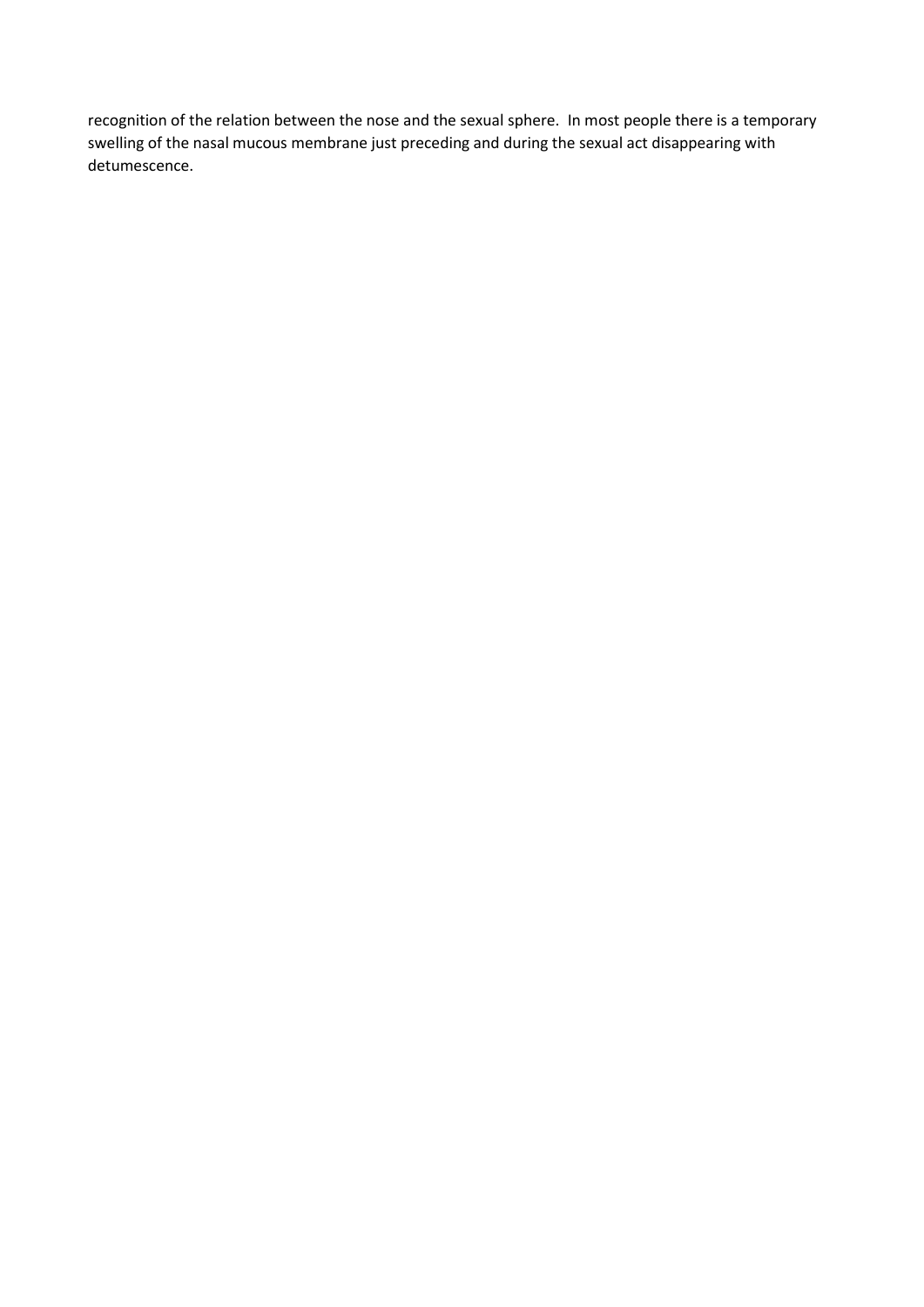recognition of the relation between the nose and the sexual sphere. In most people there is a temporary swelling of the nasal mucous membrane just preceding and during the sexual act disappearing with detumescence.